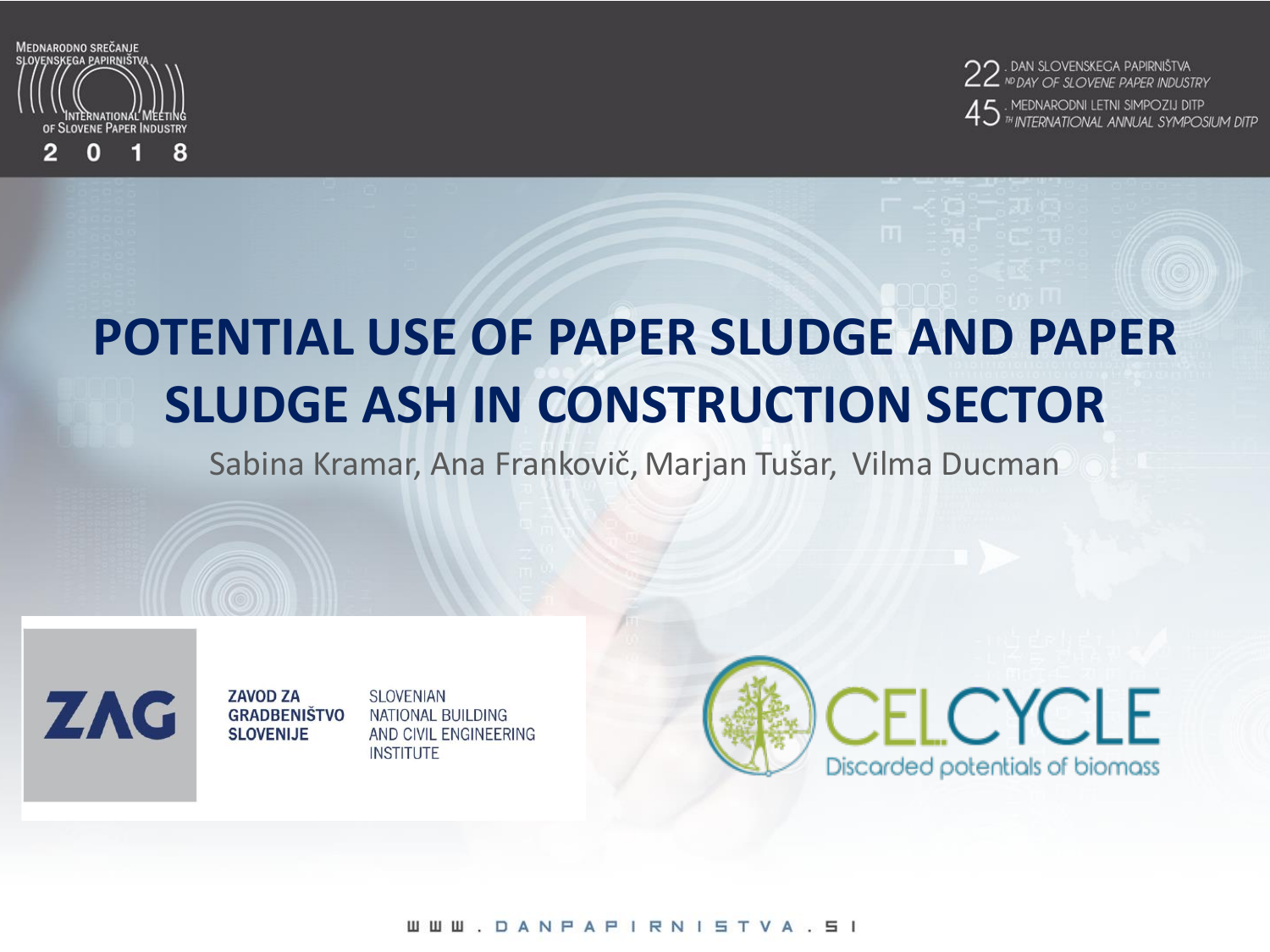MEDNARODNO SREČANJE SLOVENSKEGA PAPIRNIŠTVA
INTERNATIONAL MEETING OF SLOVENE PAPER INDUSTRY
2 0 1 8

22. DAN SLOVENSKEGA PAPIRNIŠTVA
22ND DAY OF SLOVENE PAPER INDUSTRY
45. MEDNARODNI LETNI SIMPOZIJ DITP
45TH INTERNATIONAL ANNUAL SYMPOSIUM DITP

# POTENTIAL USE OF PAPER SLUDGE AND PAPER SLUDGE ASH IN CONSTRUCTION SECTOR

Sabina Kramar, Ana Frankovič, Marjan Tušar, Vilma Ducman

ZAG
ZAVOD ZA GRADBENIŠTVO SLOVENIJE
SLOVENIAN NATIONAL BUILDING AND CIVIL ENGINEERING INSTITUTE

CELCYCLE
Discarded potentials of biomass

WWW.DANPAPIRNISTVA.SI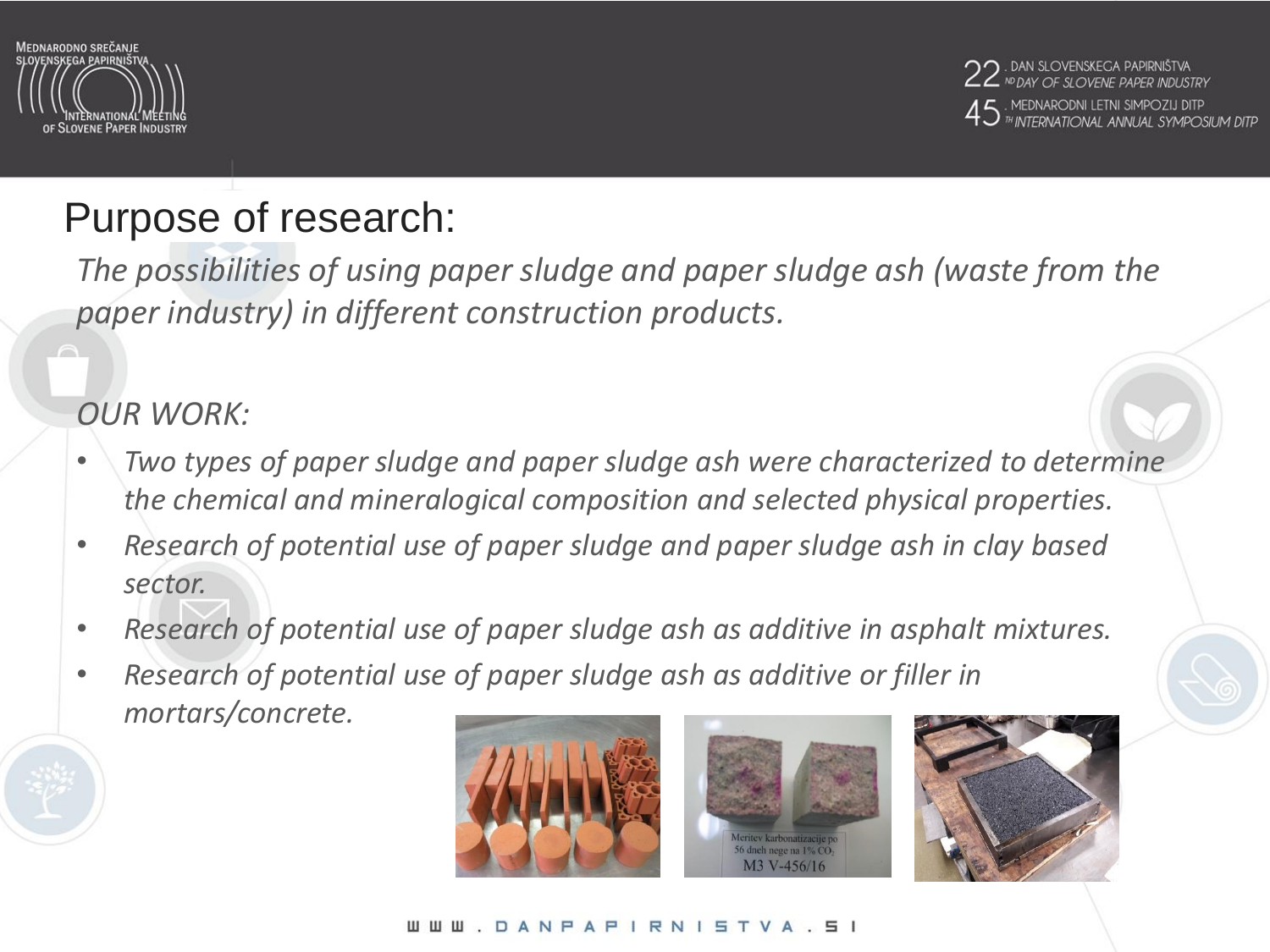# Purpose of research:

*The possibilities of using paper sludge and paper sludge ash (waste from the paper industry) in different construction products.*

*OUR WORK:*

- *Two types of paper sludge and paper sludge ash were characterized to determine the chemical and mineralogical composition and selected physical properties.*
- *Research of potential use of paper sludge and paper sludge ash in clay based sector.*
- *Research of potential use of paper sludge ash as additive in asphalt mixtures.*
- *Research of potential use of paper sludge ash as additive or filler in mortars/concrete.*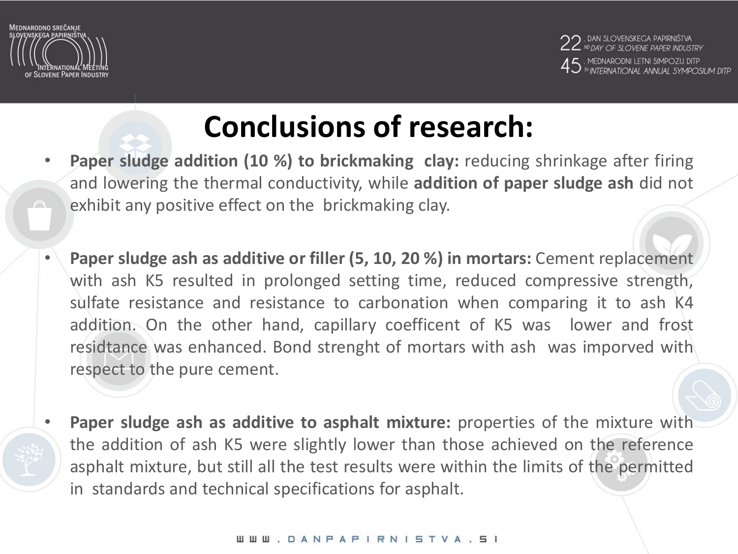# Conclusions of research:

- **Paper sludge addition (10 %) to brickmaking clay:** reducing shrinkage after firing and lowering the thermal conductivity, while **addition of paper sludge ash** did not exhibit any positive effect on the brickmaking clay.

- **Paper sludge ash as additive or filler (5, 10, 20 %) in mortars:** Cement replacement with ash K5 resulted in prolonged setting time, reduced compressive strength, sulfate resistance and resistance to carbonation when comparing it to ash K4 addition. On the other hand, capillary coefficent of K5 was lower and frost residtance was enhanced. Bond strenght of mortars with ash was imporved with respect to the pure cement.

- **Paper sludge ash as additive to asphalt mixture:** properties of the mixture with the addition of ash K5 were slightly lower than those achieved on the reference asphalt mixture, but still all the test results were within the limits of the permitted in standards and technical specifications for asphalt.